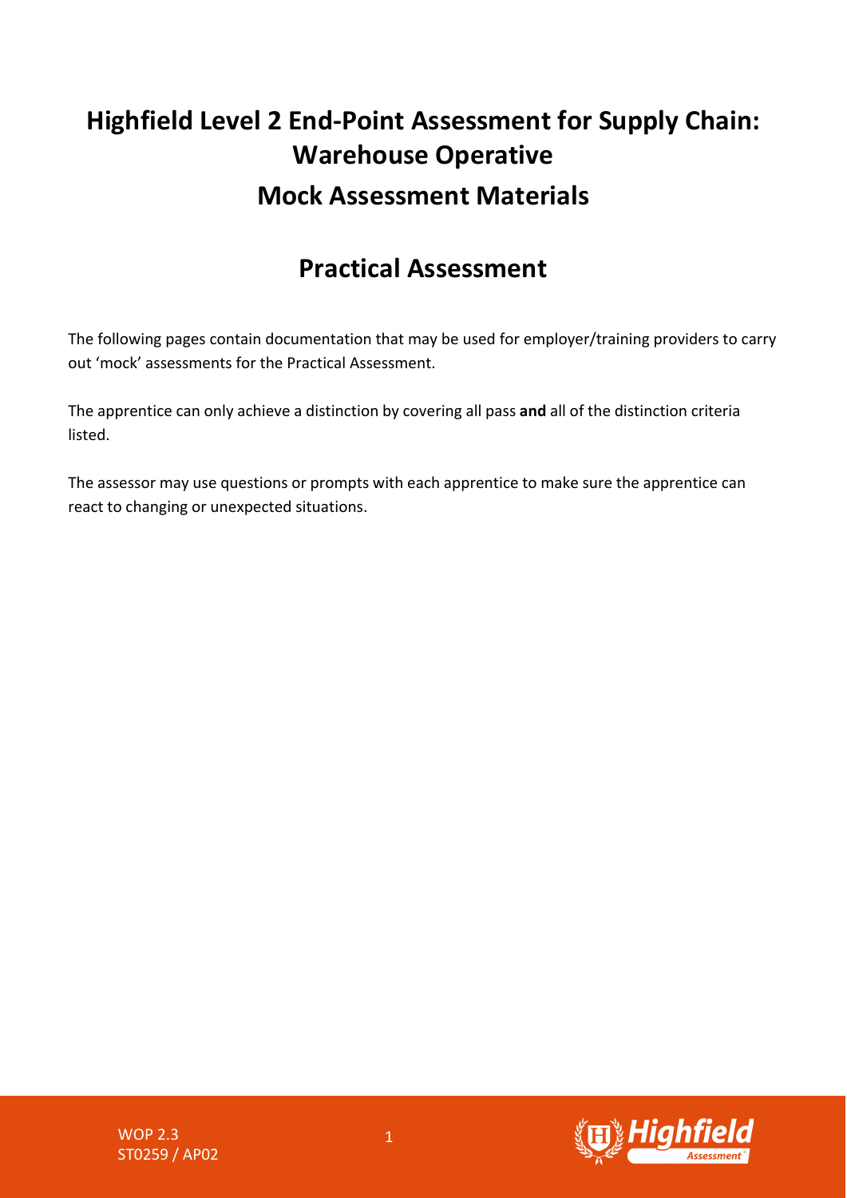# Highfield Level 2 End-Point Assessment for Supply Chain: Warehouse Operative

## Mock Assessment Materials

## Practical Assessment

The following pages contain documentation that may be used for employer/training providers to carry out 'mock' assessments for the Practical Assessment.

The apprentice can only achieve a distinction by covering all pass **and** all of the distinction criteria listed.

The assessor may use questions or prompts with each apprentice to make sure the apprentice can react to changing or unexpected situations.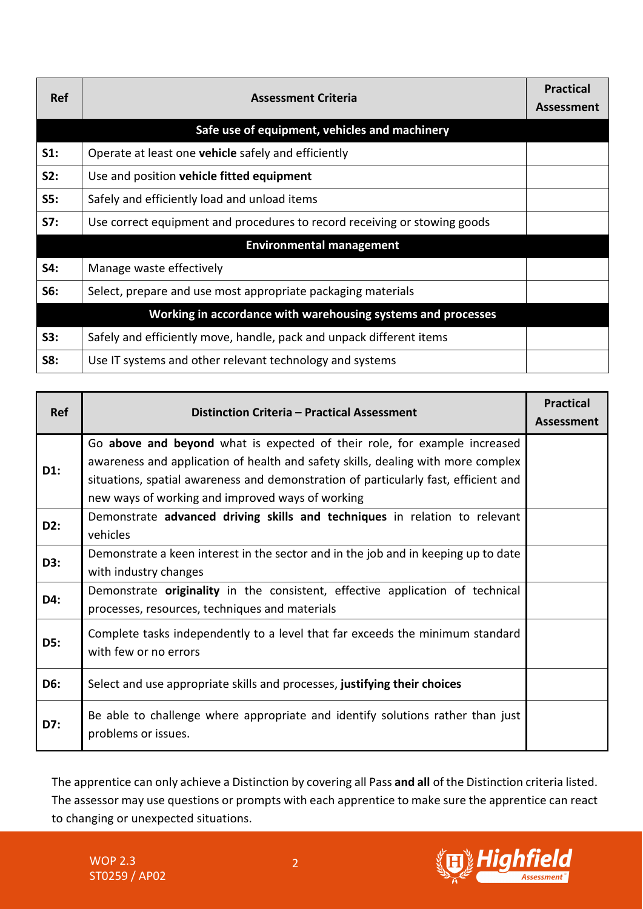| Ref | Assessment Criteria | Practical Assessment |
| --- | --- | --- |
| | **Safe use of equipment, vehicles and machinery** | |
| **S1:** | Operate at least one **vehicle** safely and efficiently | |
| **S2:** | Use and position **vehicle fitted equipment** | |
| **S5:** | Safely and efficiently load and unload items | |
| **S7:** | Use correct equipment and procedures to record receiving or stowing goods | |
| | **Environmental management** | |
| **S4:** | Manage waste effectively | |
| **S6:** | Select, prepare and use most appropriate packaging materials | |
| | **Working in accordance with warehousing systems and processes** | |
| **S3:** | Safely and efficiently move, handle, pack and unpack different items | |
| **S8:** | Use IT systems and other relevant technology and systems | |

| Ref | Distinction Criteria – Practical Assessment | Practical Assessment |
| --- | --- | --- |
| **D1:** | Go **above and beyond** what is expected of their role, for example increased awareness and application of health and safety skills, dealing with more complex situations, spatial awareness and demonstration of particularly fast, efficient and new ways of working and improved ways of working | |
| **D2:** | Demonstrate **advanced driving skills and techniques** in relation to relevant vehicles | |
| **D3:** | Demonstrate a keen interest in the sector and in the job and in keeping up to date with industry changes | |
| **D4:** | Demonstrate **originality** in the consistent, effective application of technical processes, resources, techniques and materials | |
| **D5:** | Complete tasks independently to a level that far exceeds the minimum standard with few or no errors | |
| **D6:** | Select and use appropriate skills and processes, **justifying their choices** | |
| **D7:** | Be able to challenge where appropriate and identify solutions rather than just problems or issues. | |

The apprentice can only achieve a Distinction by covering all Pass **and all** of the Distinction criteria listed. The assessor may use questions or prompts with each apprentice to make sure the apprentice can react to changing or unexpected situations.